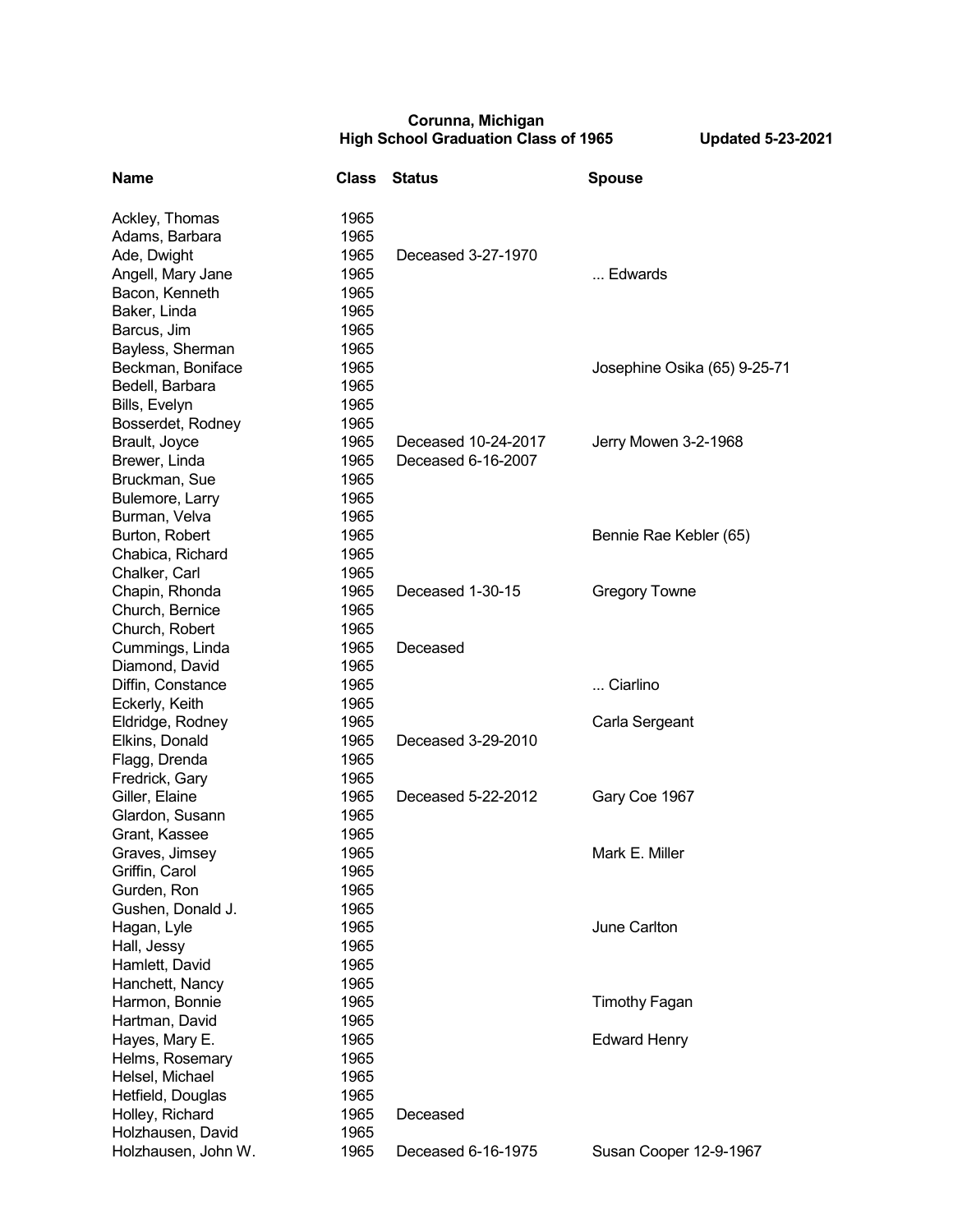**Corunna, Michigan**
**High School Graduation Class of 1965** **Updated 5-23-2021**

| Name | Class | Status | Spouse |
|---|---|---|---|
| Ackley, Thomas | 1965 | | |
| Adams, Barbara | 1965 | | |
| Ade, Dwight | 1965 | Deceased 3-27-1970 | |
| Angell, Mary Jane | 1965 | | ... Edwards |
| Bacon, Kenneth | 1965 | | |
| Baker, Linda | 1965 | | |
| Barcus, Jim | 1965 | | |
| Bayless, Sherman | 1965 | | |
| Beckman, Boniface | 1965 | | Josephine Osika (65) 9-25-71 |
| Bedell, Barbara | 1965 | | |
| Bills, Evelyn | 1965 | | |
| Bosserdet, Rodney | 1965 | | |
| Brault, Joyce | 1965 | Deceased 10-24-2017 | Jerry Mowen 3-2-1968 |
| Brewer, Linda | 1965 | Deceased 6-16-2007 | |
| Bruckman, Sue | 1965 | | |
| Bulemore, Larry | 1965 | | |
| Burman, Velva | 1965 | | |
| Burton, Robert | 1965 | | Bennie Rae Kebler (65) |
| Chabica, Richard | 1965 | | |
| Chalker, Carl | 1965 | | |
| Chapin, Rhonda | 1965 | Deceased 1-30-15 | Gregory Towne |
| Church, Bernice | 1965 | | |
| Church, Robert | 1965 | | |
| Cummings, Linda | 1965 | Deceased | |
| Diamond, David | 1965 | | |
| Diffin, Constance | 1965 | | ... Ciarlino |
| Eckerly, Keith | 1965 | | |
| Eldridge, Rodney | 1965 | | Carla Sergeant |
| Elkins, Donald | 1965 | Deceased 3-29-2010 | |
| Flagg, Drenda | 1965 | | |
| Fredrick, Gary | 1965 | | |
| Giller, Elaine | 1965 | Deceased 5-22-2012 | Gary Coe 1967 |
| Glardon, Susann | 1965 | | |
| Grant, Kassee | 1965 | | |
| Graves, Jimsey | 1965 | | Mark E. Miller |
| Griffin, Carol | 1965 | | |
| Gurden, Ron | 1965 | | |
| Gushen, Donald J. | 1965 | | |
| Hagan, Lyle | 1965 | | June Carlton |
| Hall, Jessy | 1965 | | |
| Hamlett, David | 1965 | | |
| Hanchett, Nancy | 1965 | | |
| Harmon, Bonnie | 1965 | | Timothy Fagan |
| Hartman, David | 1965 | | |
| Hayes, Mary E. | 1965 | | Edward Henry |
| Helms, Rosemary | 1965 | | |
| Helsel, Michael | 1965 | | |
| Hetfield, Douglas | 1965 | | |
| Holley, Richard | 1965 | Deceased | |
| Holzhausen, David | 1965 | | |
| Holzhausen, John W. | 1965 | Deceased 6-16-1975 | Susan Cooper 12-9-1967 |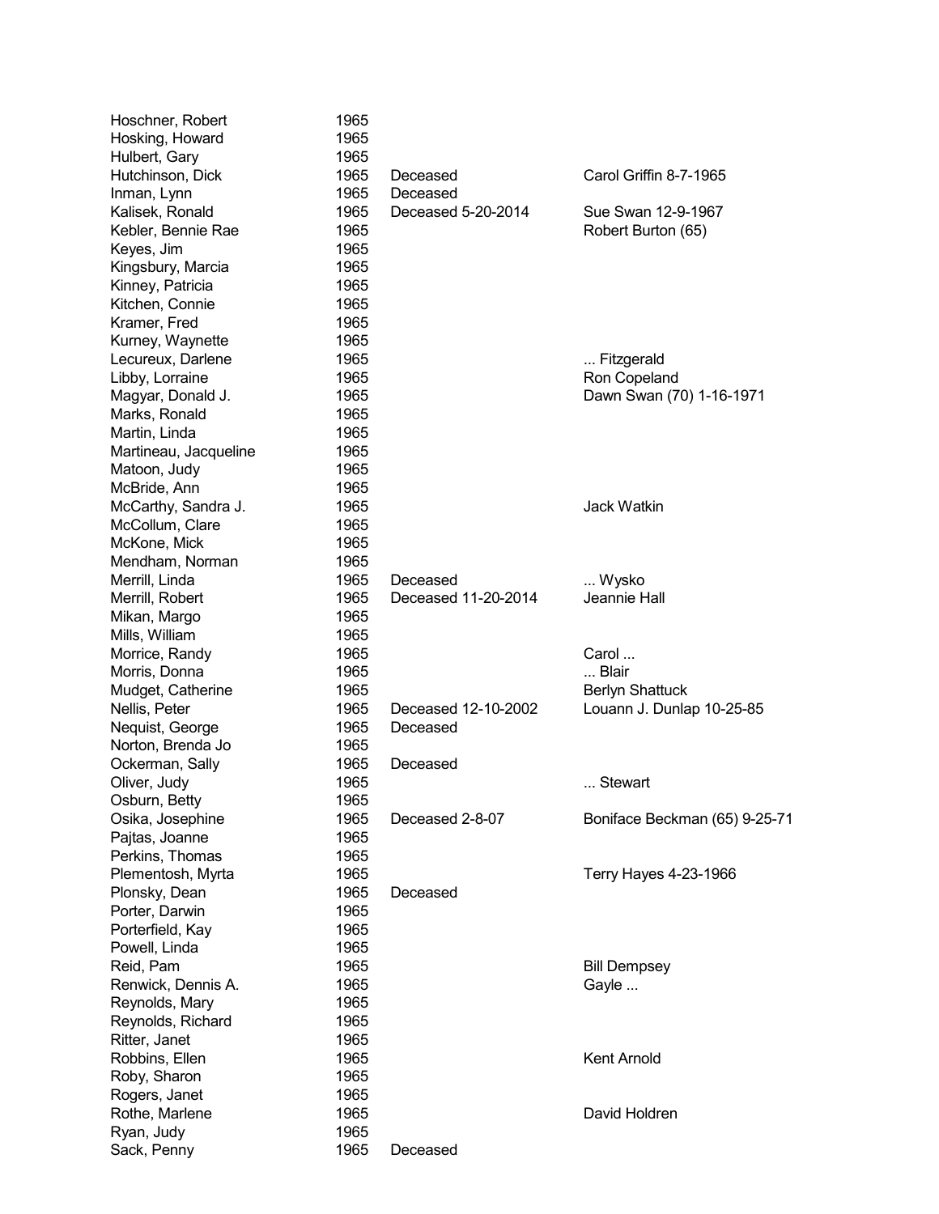| | | | |
|---|---|---|---|
| Hoschner, Robert | 1965 | | |
| Hosking, Howard | 1965 | | |
| Hulbert, Gary | 1965 | | |
| Hutchinson, Dick | 1965 | Deceased | Carol Griffin 8-7-1965 |
| Inman, Lynn | 1965 | Deceased | |
| Kalisek, Ronald | 1965 | Deceased 5-20-2014 | Sue Swan 12-9-1967 |
| Kebler, Bennie Rae | 1965 | | Robert Burton (65) |
| Keyes, Jim | 1965 | | |
| Kingsbury, Marcia | 1965 | | |
| Kinney, Patricia | 1965 | | |
| Kitchen, Connie | 1965 | | |
| Kramer, Fred | 1965 | | |
| Kurney, Waynette | 1965 | | |
| Lecureux, Darlene | 1965 | | ... Fitzgerald |
| Libby, Lorraine | 1965 | | Ron Copeland |
| Magyar, Donald J. | 1965 | | Dawn Swan (70) 1-16-1971 |
| Marks, Ronald | 1965 | | |
| Martin, Linda | 1965 | | |
| Martineau, Jacqueline | 1965 | | |
| Matoon, Judy | 1965 | | |
| McBride, Ann | 1965 | | |
| McCarthy, Sandra J. | 1965 | | Jack Watkin |
| McCollum, Clare | 1965 | | |
| McKone, Mick | 1965 | | |
| Mendham, Norman | 1965 | | |
| Merrill, Linda | 1965 | Deceased | ... Wysko |
| Merrill, Robert | 1965 | Deceased 11-20-2014 | Jeannie Hall |
| Mikan, Margo | 1965 | | |
| Mills, William | 1965 | | |
| Morrice, Randy | 1965 | | Carol ... |
| Morris, Donna | 1965 | | ... Blair |
| Mudget, Catherine | 1965 | | Berlyn Shattuck |
| Nellis, Peter | 1965 | Deceased 12-10-2002 | Louann J. Dunlap 10-25-85 |
| Nequist, George | 1965 | Deceased | |
| Norton, Brenda Jo | 1965 | | |
| Ockerman, Sally | 1965 | Deceased | |
| Oliver, Judy | 1965 | | ... Stewart |
| Osburn, Betty | 1965 | | |
| Osika, Josephine | 1965 | Deceased 2-8-07 | Boniface Beckman (65) 9-25-71 |
| Pajtas, Joanne | 1965 | | |
| Perkins, Thomas | 1965 | | |
| Plementosh, Myrta | 1965 | | Terry Hayes 4-23-1966 |
| Plonsky, Dean | 1965 | Deceased | |
| Porter, Darwin | 1965 | | |
| Porterfield, Kay | 1965 | | |
| Powell, Linda | 1965 | | |
| Reid, Pam | 1965 | | Bill Dempsey |
| Renwick, Dennis A. | 1965 | | Gayle ... |
| Reynolds, Mary | 1965 | | |
| Reynolds, Richard | 1965 | | |
| Ritter, Janet | 1965 | | |
| Robbins, Ellen | 1965 | | Kent Arnold |
| Roby, Sharon | 1965 | | |
| Rogers, Janet | 1965 | | |
| Rothe, Marlene | 1965 | | David Holdren |
| Ryan, Judy | 1965 | | |
| Sack, Penny | 1965 | Deceased | |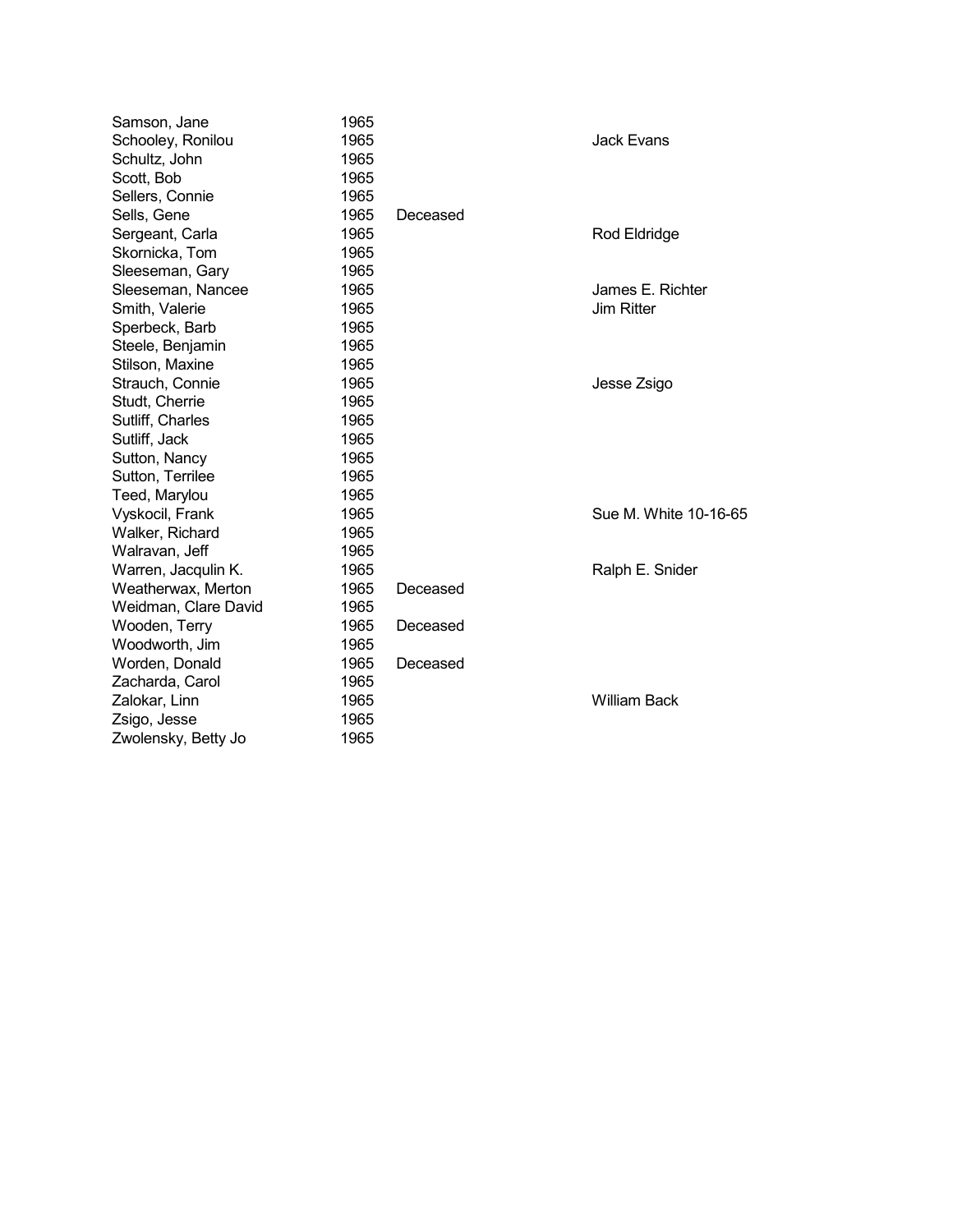| | | | |
|---|---|---|---|
| Samson, Jane | 1965 | | |
| Schooley, Ronilou | 1965 | | Jack Evans |
| Schultz, John | 1965 | | |
| Scott, Bob | 1965 | | |
| Sellers, Connie | 1965 | | |
| Sells, Gene | 1965 | Deceased | |
| Sergeant, Carla | 1965 | | Rod Eldridge |
| Skornicka, Tom | 1965 | | |
| Sleeseman, Gary | 1965 | | |
| Sleeseman, Nancee | 1965 | | James E. Richter |
| Smith, Valerie | 1965 | | Jim Ritter |
| Sperbeck, Barb | 1965 | | |
| Steele, Benjamin | 1965 | | |
| Stilson, Maxine | 1965 | | |
| Strauch, Connie | 1965 | | Jesse Zsigo |
| Studt, Cherrie | 1965 | | |
| Sutliff, Charles | 1965 | | |
| Sutliff, Jack | 1965 | | |
| Sutton, Nancy | 1965 | | |
| Sutton, Terrilee | 1965 | | |
| Teed, Marylou | 1965 | | |
| Vyskocil, Frank | 1965 | | Sue M. White 10-16-65 |
| Walker, Richard | 1965 | | |
| Walravan, Jeff | 1965 | | |
| Warren, Jacqulin K. | 1965 | | Ralph E. Snider |
| Weatherwax, Merton | 1965 | Deceased | |
| Weidman, Clare David | 1965 | | |
| Wooden, Terry | 1965 | Deceased | |
| Woodworth, Jim | 1965 | | |
| Worden, Donald | 1965 | Deceased | |
| Zacharda, Carol | 1965 | | |
| Zalokar, Linn | 1965 | | William Back |
| Zsigo, Jesse | 1965 | | |
| Zwolensky, Betty Jo | 1965 | | |